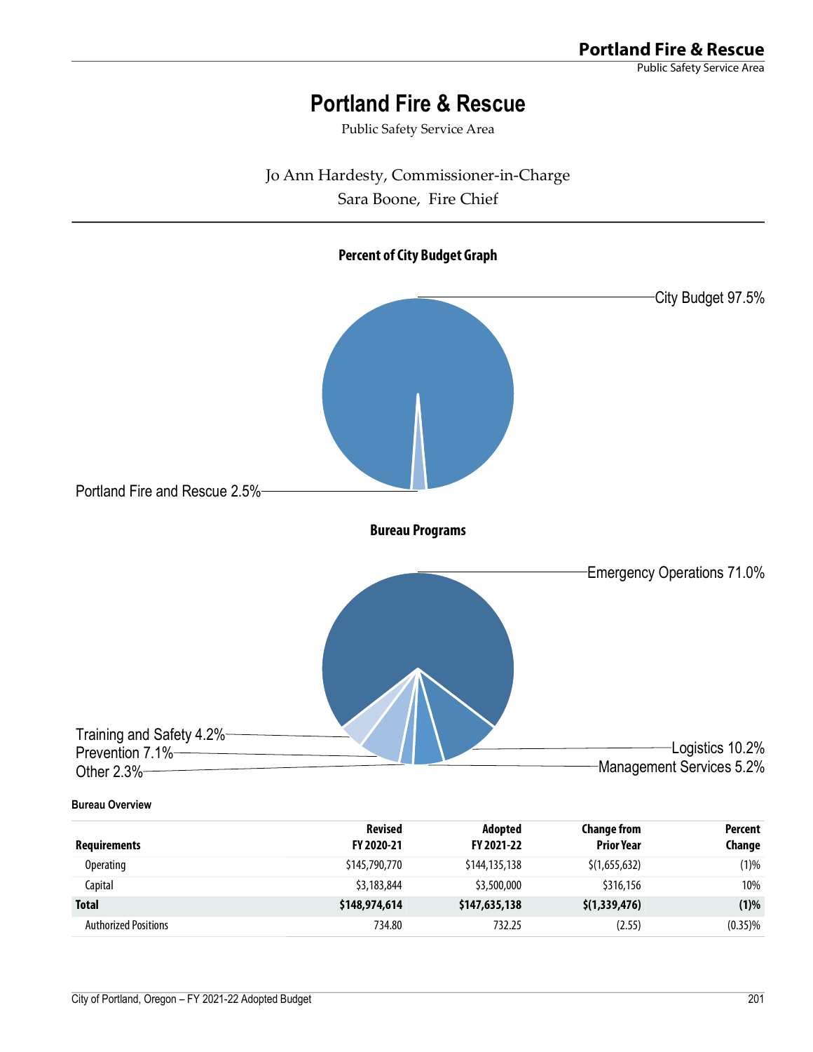# Portland Fire & Rescue

Public Safety Service Area

Jo Ann Hardesty, Commissioner-in-Charge

Sara Boone, Fire Chief

**Percent of City Budget Graph**

City Budget 97.5%

Portland Fire and Rescue 2.5%

**Bureau Programs**

Emergency Operations 71.0%

Logistics 10.2%

Management Services 5.2%

Training and Safety 4.2%

Prevention 7.1%

Other 2.3%

**Bureau Overview**

| Requirements | Revised FY 2020-21 | Adopted FY 2021-22 | Change from Prior Year | Percent Change |
|---|---|---|---|---|
| Operating | $145,790,770 | $144,135,138 | $(1,655,632) | (1)% |
| Capital | $3,183,844 | $3,500,000 | $316,156 | 10% |
| **Total** | **$148,974,614** | **$147,635,138** | **$(1,339,476)** | **(1)%** |
| Authorized Positions | 734.80 | 732.25 | (2.55) | (0.35)% |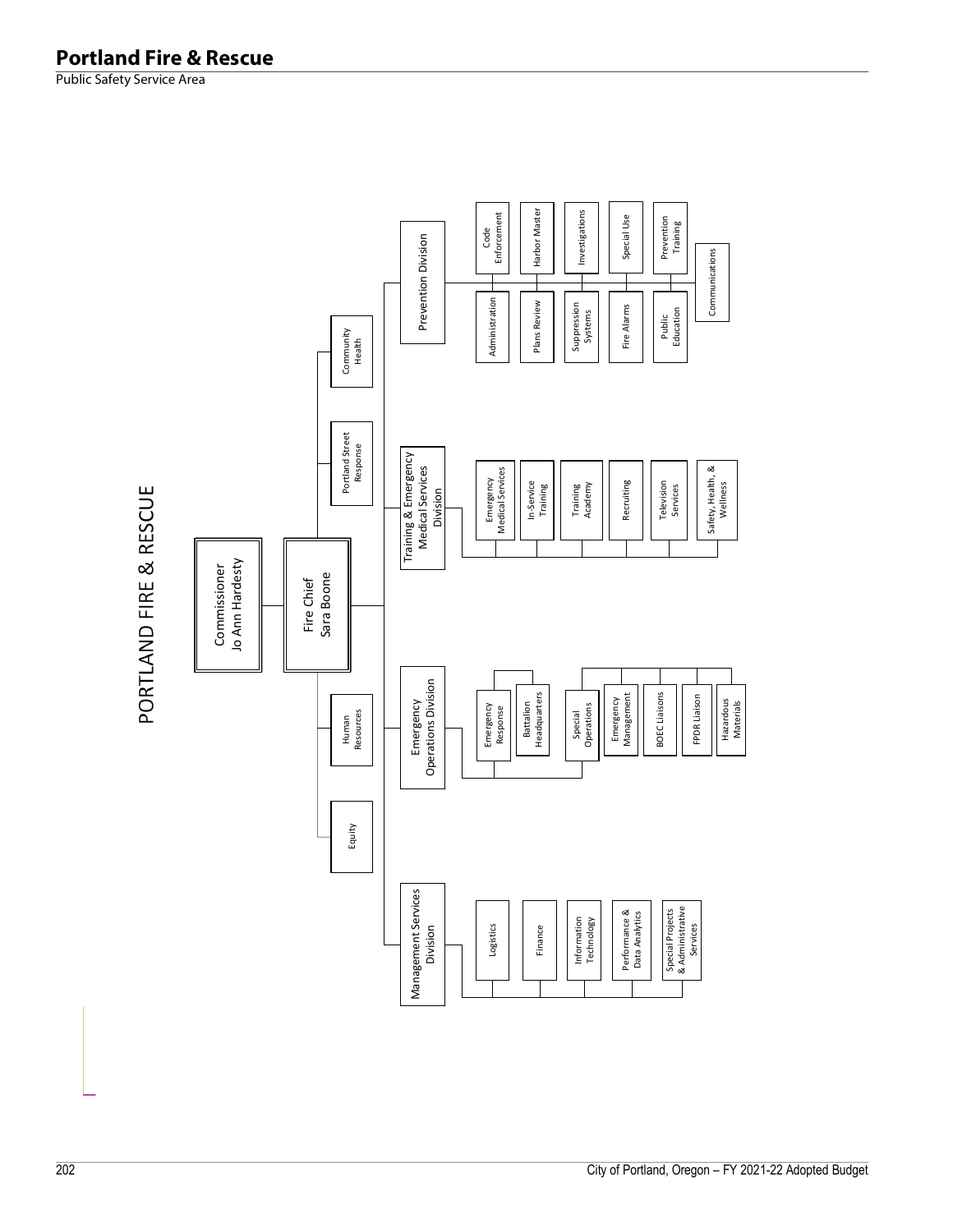# Portland Fire & Rescue

Public Safety Service Area

## PORTLAND FIRE & RESCUE

- **Commissioner** Jo Ann Hardesty
  - **Fire Chief** Sara Boone
    - Equity
    - Human Resources
    - Portland Street Response
    - Community Health
    - **Management Services Division**
      - Logistics
      - Finance
      - Information Technology
      - Performance & Data Analytics
      - Special Projects & Administrative Services
    - **Emergency Operations Division**
      - Emergency Response
        - Battalion Headquarters
      - Special Operations
        - Emergency Management
        - BOEC Liaisons
        - FPDR Liaison
        - Hazardous Materials
    - **Training & Emergency Medical Services Division**
      - Emergency Medical Services
      - In-Service Training
      - Training Academy
      - Recruiting
      - Television Services
      - Safety, Health, & Wellness
    - **Prevention Division**
      - Administration
      - Code Enforcement
      - Plans Review
      - Harbor Master
      - Suppression Systems
      - Investigations
      - Fire Alarms
      - Special Use
      - Public Education
      - Prevention Training
      - Communications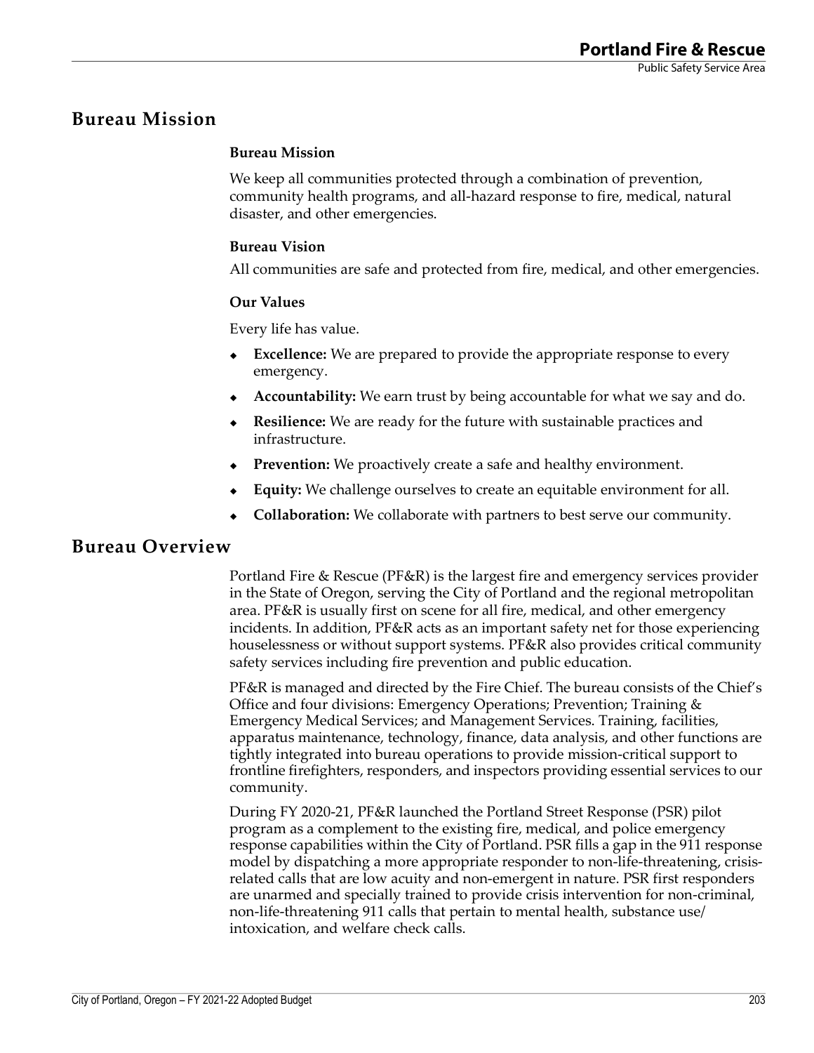## Bureau Mission

### Bureau Mission

We keep all communities protected through a combination of prevention, community health programs, and all-hazard response to fire, medical, natural disaster, and other emergencies.

### Bureau Vision

All communities are safe and protected from fire, medical, and other emergencies.

### Our Values

Every life has value.

- **Excellence:** We are prepared to provide the appropriate response to every emergency.
- **Accountability:** We earn trust by being accountable for what we say and do.
- **Resilience:** We are ready for the future with sustainable practices and infrastructure.
- **Prevention:** We proactively create a safe and healthy environment.
- **Equity:** We challenge ourselves to create an equitable environment for all.
- **Collaboration:** We collaborate with partners to best serve our community.

## Bureau Overview

Portland Fire & Rescue (PF&R) is the largest fire and emergency services provider in the State of Oregon, serving the City of Portland and the regional metropolitan area. PF&R is usually first on scene for all fire, medical, and other emergency incidents. In addition, PF&R acts as an important safety net for those experiencing houselessness or without support systems. PF&R also provides critical community safety services including fire prevention and public education.

PF&R is managed and directed by the Fire Chief. The bureau consists of the Chief's Office and four divisions: Emergency Operations; Prevention; Training & Emergency Medical Services; and Management Services. Training, facilities, apparatus maintenance, technology, finance, data analysis, and other functions are tightly integrated into bureau operations to provide mission-critical support to frontline firefighters, responders, and inspectors providing essential services to our community.

During FY 2020-21, PF&R launched the Portland Street Response (PSR) pilot program as a complement to the existing fire, medical, and police emergency response capabilities within the City of Portland. PSR fills a gap in the 911 response model by dispatching a more appropriate responder to non-life-threatening, crisis-related calls that are low acuity and non-emergent in nature. PSR first responders are unarmed and specially trained to provide crisis intervention for non-criminal, non-life-threatening 911 calls that pertain to mental health, substance use/intoxication, and welfare check calls.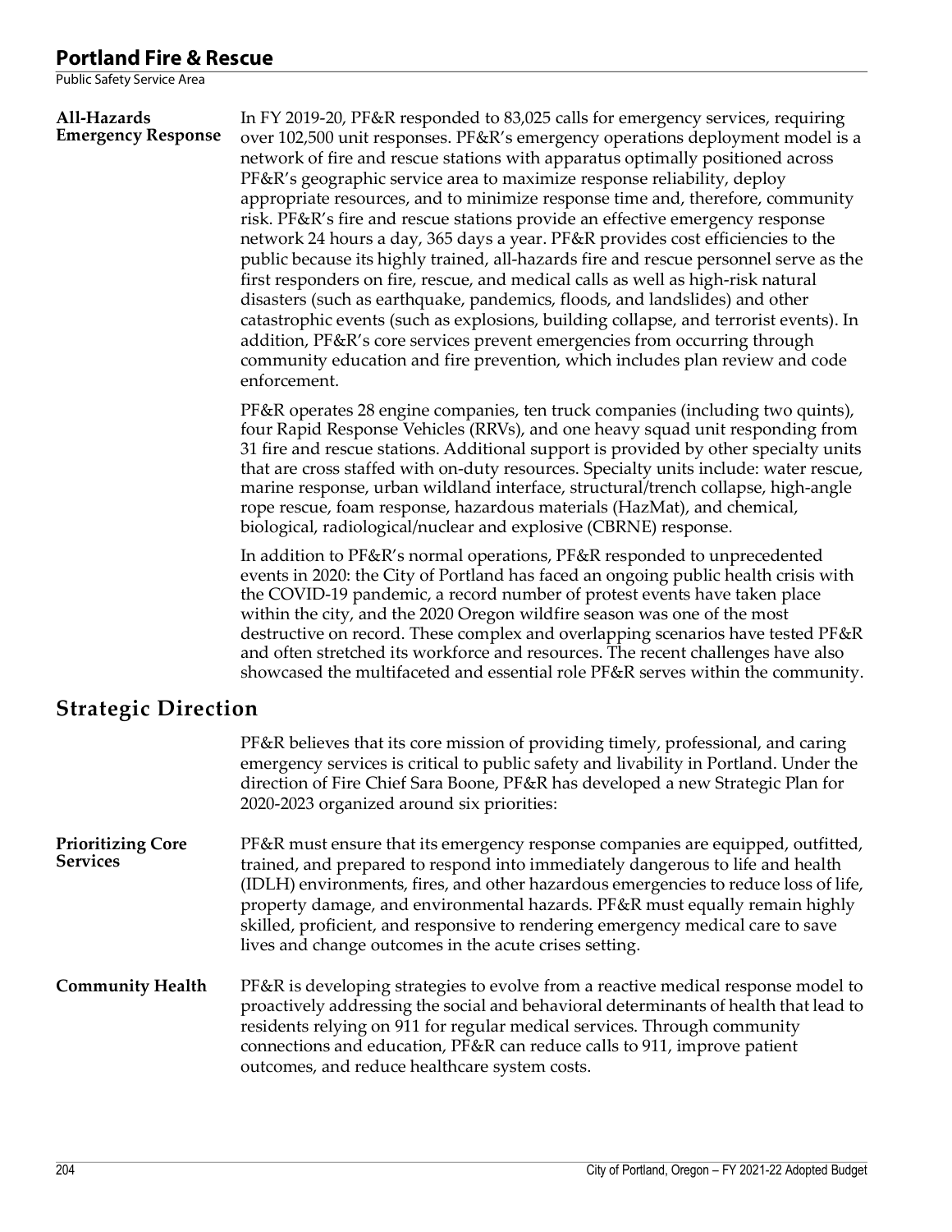**All-Hazards Emergency Response**

In FY 2019-20, PF&R responded to 83,025 calls for emergency services, requiring over 102,500 unit responses. PF&R's emergency operations deployment model is a network of fire and rescue stations with apparatus optimally positioned across PF&R's geographic service area to maximize response reliability, deploy appropriate resources, and to minimize response time and, therefore, community risk. PF&R's fire and rescue stations provide an effective emergency response network 24 hours a day, 365 days a year. PF&R provides cost efficiencies to the public because its highly trained, all-hazards fire and rescue personnel serve as the first responders on fire, rescue, and medical calls as well as high-risk natural disasters (such as earthquake, pandemics, floods, and landslides) and other catastrophic events (such as explosions, building collapse, and terrorist events). In addition, PF&R's core services prevent emergencies from occurring through community education and fire prevention, which includes plan review and code enforcement.

PF&R operates 28 engine companies, ten truck companies (including two quints), four Rapid Response Vehicles (RRVs), and one heavy squad unit responding from 31 fire and rescue stations. Additional support is provided by other specialty units that are cross staffed with on-duty resources. Specialty units include: water rescue, marine response, urban wildland interface, structural/trench collapse, high-angle rope rescue, foam response, hazardous materials (HazMat), and chemical, biological, radiological/nuclear and explosive (CBRNE) response.

In addition to PF&R's normal operations, PF&R responded to unprecedented events in 2020: the City of Portland has faced an ongoing public health crisis with the COVID-19 pandemic, a record number of protest events have taken place within the city, and the 2020 Oregon wildfire season was one of the most destructive on record. These complex and overlapping scenarios have tested PF&R and often stretched its workforce and resources. The recent challenges have also showcased the multifaceted and essential role PF&R serves within the community.

## Strategic Direction

PF&R believes that its core mission of providing timely, professional, and caring emergency services is critical to public safety and livability in Portland. Under the direction of Fire Chief Sara Boone, PF&R has developed a new Strategic Plan for 2020-2023 organized around six priorities:

**Prioritizing Core Services**

PF&R must ensure that its emergency response companies are equipped, outfitted, trained, and prepared to respond into immediately dangerous to life and health (IDLH) environments, fires, and other hazardous emergencies to reduce loss of life, property damage, and environmental hazards. PF&R must equally remain highly skilled, proficient, and responsive to rendering emergency medical care to save lives and change outcomes in the acute crises setting.

**Community Health**

PF&R is developing strategies to evolve from a reactive medical response model to proactively addressing the social and behavioral determinants of health that lead to residents relying on 911 for regular medical services. Through community connections and education, PF&R can reduce calls to 911, improve patient outcomes, and reduce healthcare system costs.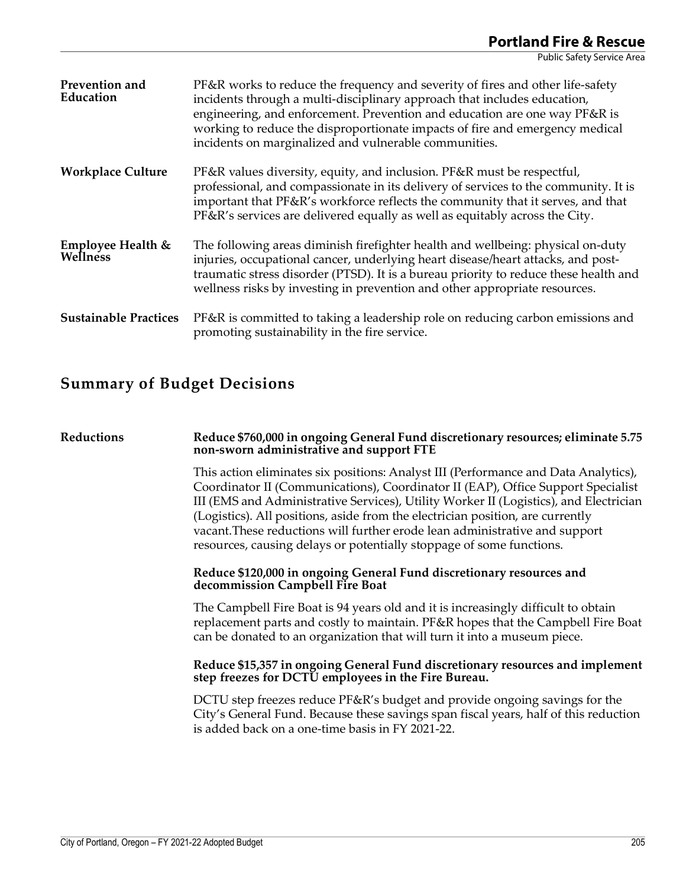**Prevention and Education**

PF&R works to reduce the frequency and severity of fires and other life-safety incidents through a multi-disciplinary approach that includes education, engineering, and enforcement. Prevention and education are one way PF&R is working to reduce the disproportionate impacts of fire and emergency medical incidents on marginalized and vulnerable communities.

**Workplace Culture**

PF&R values diversity, equity, and inclusion. PF&R must be respectful, professional, and compassionate in its delivery of services to the community. It is important that PF&R's workforce reflects the community that it serves, and that PF&R's services are delivered equally as well as equitably across the City.

**Employee Health & Wellness**

The following areas diminish firefighter health and wellbeing: physical on-duty injuries, occupational cancer, underlying heart disease/heart attacks, and post-traumatic stress disorder (PTSD). It is a bureau priority to reduce these health and wellness risks by investing in prevention and other appropriate resources.

**Sustainable Practices**

PF&R is committed to taking a leadership role on reducing carbon emissions and promoting sustainability in the fire service.

## Summary of Budget Decisions

### Reductions

**Reduce $760,000 in ongoing General Fund discretionary resources; eliminate 5.75 non-sworn administrative and support FTE**

This action eliminates six positions: Analyst III (Performance and Data Analytics), Coordinator II (Communications), Coordinator II (EAP), Office Support Specialist III (EMS and Administrative Services), Utility Worker II (Logistics), and Electrician (Logistics). All positions, aside from the electrician position, are currently vacant.These reductions will further erode lean administrative and support resources, causing delays or potentially stoppage of some functions.

**Reduce $120,000 in ongoing General Fund discretionary resources and decommission Campbell Fire Boat**

The Campbell Fire Boat is 94 years old and it is increasingly difficult to obtain replacement parts and costly to maintain. PF&R hopes that the Campbell Fire Boat can be donated to an organization that will turn it into a museum piece.

**Reduce $15,357 in ongoing General Fund discretionary resources and implement step freezes for DCTU employees in the Fire Bureau.**

DCTU step freezes reduce PF&R's budget and provide ongoing savings for the City's General Fund. Because these savings span fiscal years, half of this reduction is added back on a one-time basis in FY 2021-22.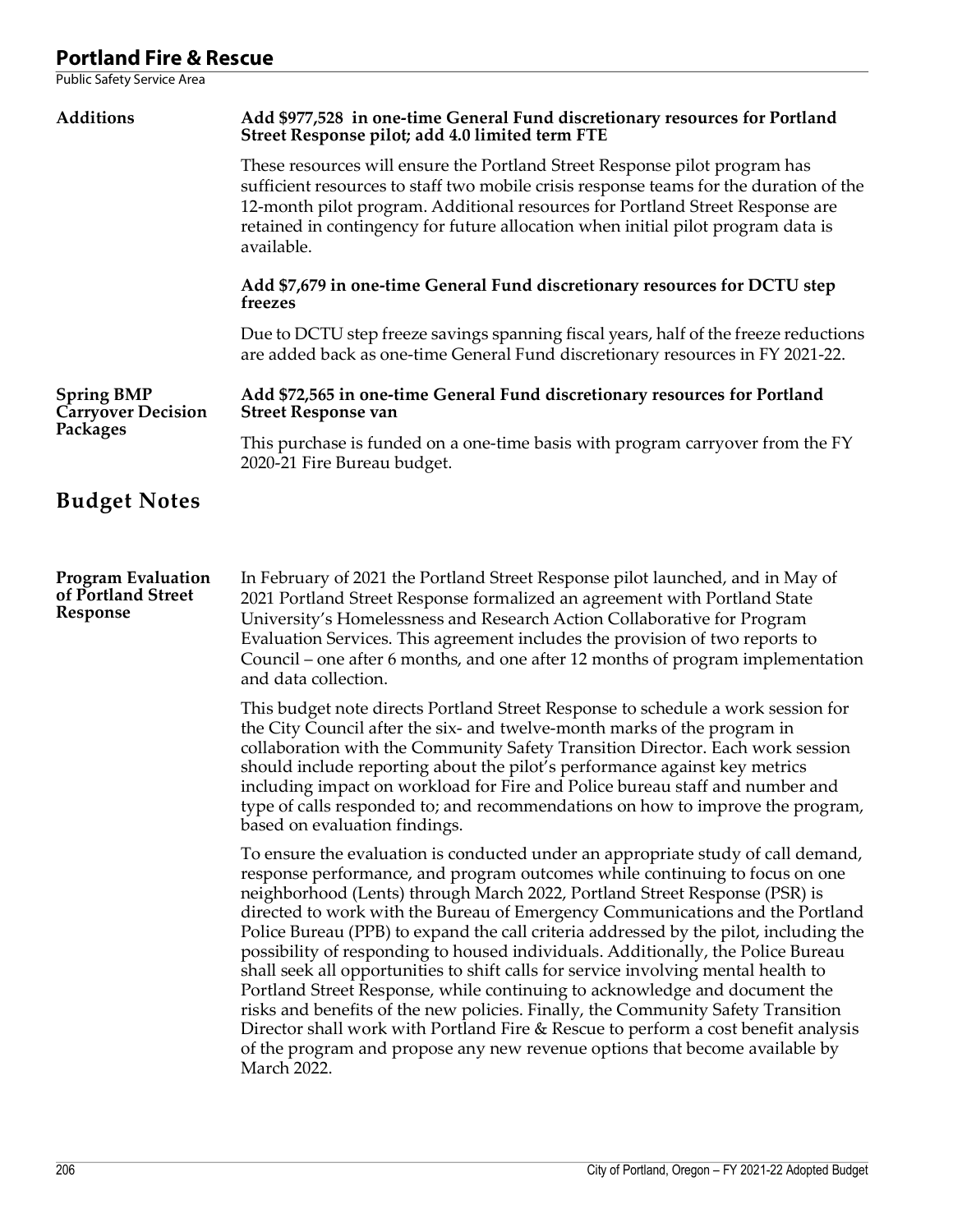## Additions

**Add \$977,528 in one-time General Fund discretionary resources for Portland Street Response pilot; add 4.0 limited term FTE**

These resources will ensure the Portland Street Response pilot program has sufficient resources to staff two mobile crisis response teams for the duration of the 12-month pilot program. Additional resources for Portland Street Response are retained in contingency for future allocation when initial pilot program data is available.

**Add \$7,679 in one-time General Fund discretionary resources for DCTU step freezes**

Due to DCTU step freeze savings spanning fiscal years, half of the freeze reductions are added back as one-time General Fund discretionary resources in FY 2021-22.

## Spring BMP Carryover Decision Packages

**Add \$72,565 in one-time General Fund discretionary resources for Portland Street Response van**

This purchase is funded on a one-time basis with program carryover from the FY 2020-21 Fire Bureau budget.

# Budget Notes

## Program Evaluation of Portland Street Response

In February of 2021 the Portland Street Response pilot launched, and in May of 2021 Portland Street Response formalized an agreement with Portland State University's Homelessness and Research Action Collaborative for Program Evaluation Services. This agreement includes the provision of two reports to Council – one after 6 months, and one after 12 months of program implementation and data collection.

This budget note directs Portland Street Response to schedule a work session for the City Council after the six- and twelve-month marks of the program in collaboration with the Community Safety Transition Director. Each work session should include reporting about the pilot's performance against key metrics including impact on workload for Fire and Police bureau staff and number and type of calls responded to; and recommendations on how to improve the program, based on evaluation findings.

To ensure the evaluation is conducted under an appropriate study of call demand, response performance, and program outcomes while continuing to focus on one neighborhood (Lents) through March 2022, Portland Street Response (PSR) is directed to work with the Bureau of Emergency Communications and the Portland Police Bureau (PPB) to expand the call criteria addressed by the pilot, including the possibility of responding to housed individuals. Additionally, the Police Bureau shall seek all opportunities to shift calls for service involving mental health to Portland Street Response, while continuing to acknowledge and document the risks and benefits of the new policies. Finally, the Community Safety Transition Director shall work with Portland Fire & Rescue to perform a cost benefit analysis of the program and propose any new revenue options that become available by March 2022.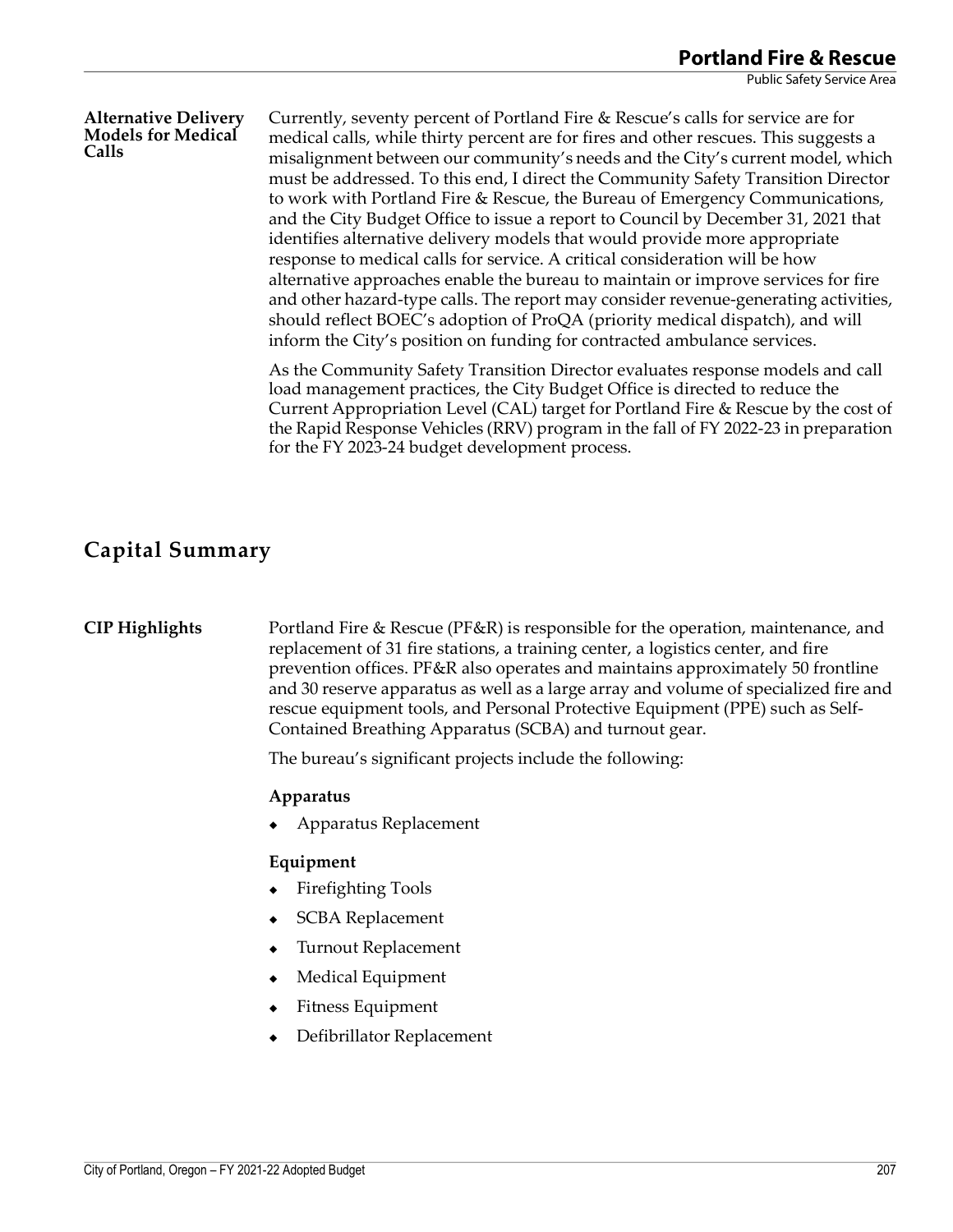**Alternative Delivery Models for Medical Calls**

Currently, seventy percent of Portland Fire & Rescue's calls for service are for medical calls, while thirty percent are for fires and other rescues. This suggests a misalignment between our community's needs and the City's current model, which must be addressed. To this end, I direct the Community Safety Transition Director to work with Portland Fire & Rescue, the Bureau of Emergency Communications, and the City Budget Office to issue a report to Council by December 31, 2021 that identifies alternative delivery models that would provide more appropriate response to medical calls for service. A critical consideration will be how alternative approaches enable the bureau to maintain or improve services for fire and other hazard-type calls. The report may consider revenue-generating activities, should reflect BOEC's adoption of ProQA (priority medical dispatch), and will inform the City's position on funding for contracted ambulance services.

As the Community Safety Transition Director evaluates response models and call load management practices, the City Budget Office is directed to reduce the Current Appropriation Level (CAL) target for Portland Fire & Rescue by the cost of the Rapid Response Vehicles (RRV) program in the fall of FY 2022-23 in preparation for the FY 2023-24 budget development process.

## Capital Summary

**CIP Highlights**

Portland Fire & Rescue (PF&R) is responsible for the operation, maintenance, and replacement of 31 fire stations, a training center, a logistics center, and fire prevention offices. PF&R also operates and maintains approximately 50 frontline and 30 reserve apparatus as well as a large array and volume of specialized fire and rescue equipment tools, and Personal Protective Equipment (PPE) such as Self-Contained Breathing Apparatus (SCBA) and turnout gear.

The bureau's significant projects include the following:

**Apparatus**

- Apparatus Replacement

**Equipment**

- Firefighting Tools
- SCBA Replacement
- Turnout Replacement
- Medical Equipment
- Fitness Equipment
- Defibrillator Replacement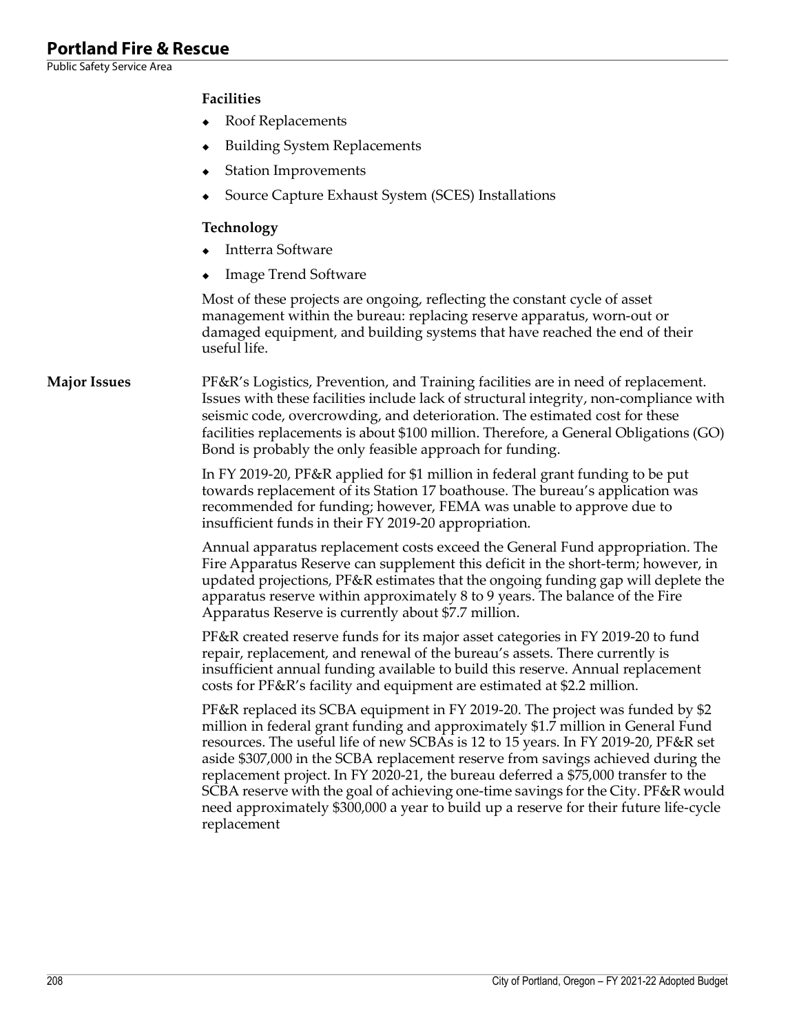**Facilities**

- Roof Replacements
- Building System Replacements
- Station Improvements
- Source Capture Exhaust System (SCES) Installations

**Technology**

- Intterra Software
- Image Trend Software

Most of these projects are ongoing, reflecting the constant cycle of asset management within the bureau: replacing reserve apparatus, worn-out or damaged equipment, and building systems that have reached the end of their useful life.

**Major Issues**

PF&R's Logistics, Prevention, and Training facilities are in need of replacement. Issues with these facilities include lack of structural integrity, non-compliance with seismic code, overcrowding, and deterioration. The estimated cost for these facilities replacements is about $100 million. Therefore, a General Obligations (GO) Bond is probably the only feasible approach for funding.

In FY 2019-20, PF&R applied for $1 million in federal grant funding to be put towards replacement of its Station 17 boathouse. The bureau's application was recommended for funding; however, FEMA was unable to approve due to insufficient funds in their FY 2019-20 appropriation.

Annual apparatus replacement costs exceed the General Fund appropriation. The Fire Apparatus Reserve can supplement this deficit in the short-term; however, in updated projections, PF&R estimates that the ongoing funding gap will deplete the apparatus reserve within approximately 8 to 9 years. The balance of the Fire Apparatus Reserve is currently about $7.7 million.

PF&R created reserve funds for its major asset categories in FY 2019-20 to fund repair, replacement, and renewal of the bureau's assets. There currently is insufficient annual funding available to build this reserve. Annual replacement costs for PF&R's facility and equipment are estimated at $2.2 million.

PF&R replaced its SCBA equipment in FY 2019-20. The project was funded by $2 million in federal grant funding and approximately $1.7 million in General Fund resources. The useful life of new SCBAs is 12 to 15 years. In FY 2019-20, PF&R set aside $307,000 in the SCBA replacement reserve from savings achieved during the replacement project. In FY 2020-21, the bureau deferred a $75,000 transfer to the SCBA reserve with the goal of achieving one-time savings for the City. PF&R would need approximately $300,000 a year to build up a reserve for their future life-cycle replacement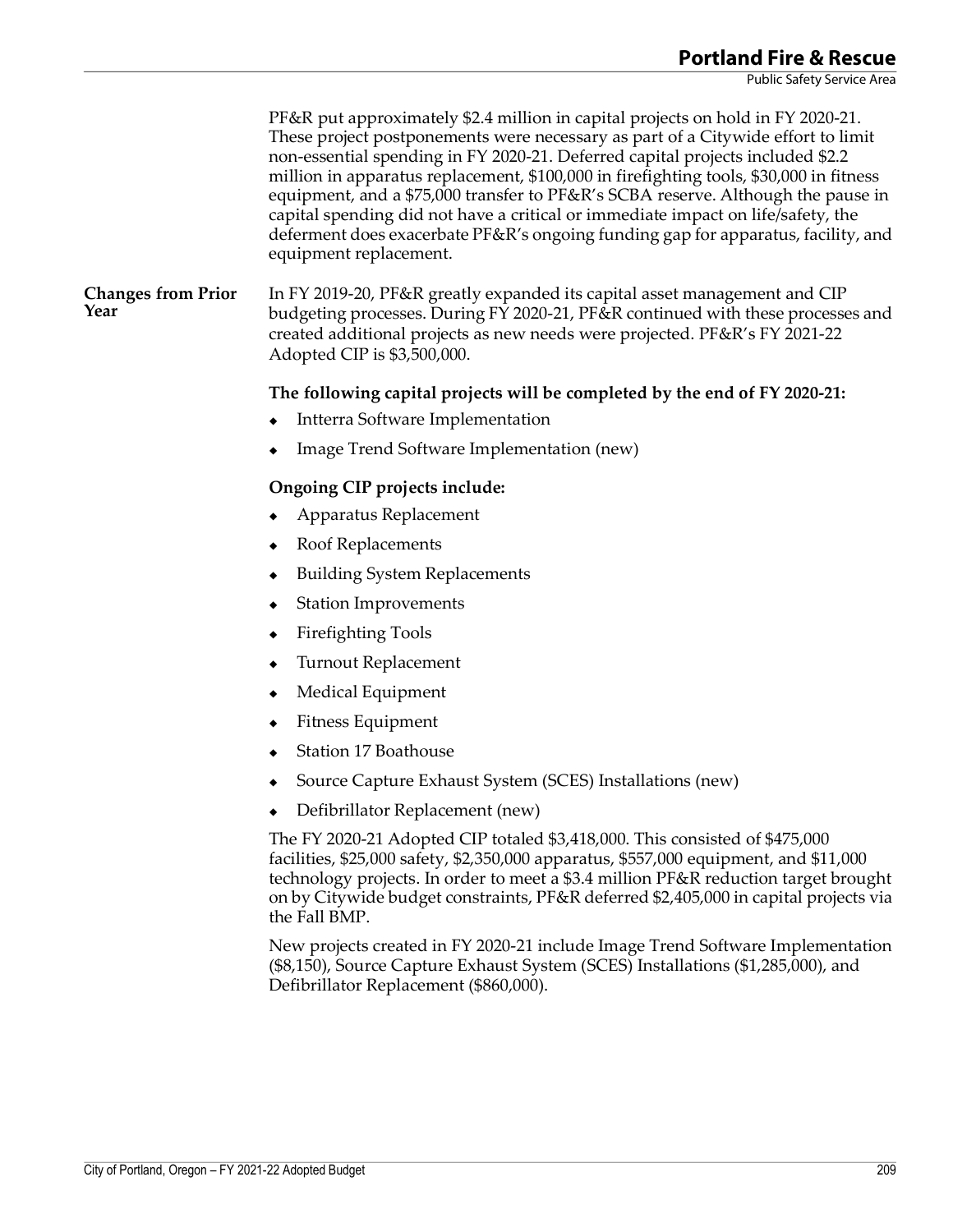PF&R put approximately $2.4 million in capital projects on hold in FY 2020-21. These project postponements were necessary as part of a Citywide effort to limit non-essential spending in FY 2020-21. Deferred capital projects included $2.2 million in apparatus replacement, $100,000 in firefighting tools, $30,000 in fitness equipment, and a $75,000 transfer to PF&R's SCBA reserve. Although the pause in capital spending did not have a critical or immediate impact on life/safety, the deferment does exacerbate PF&R's ongoing funding gap for apparatus, facility, and equipment replacement.

### Changes from Prior Year

In FY 2019-20, PF&R greatly expanded its capital asset management and CIP budgeting processes. During FY 2020-21, PF&R continued with these processes and created additional projects as new needs were projected. PF&R's FY 2021-22 Adopted CIP is $3,500,000.

**The following capital projects will be completed by the end of FY 2020-21:**

- Intterra Software Implementation
- Image Trend Software Implementation (new)

**Ongoing CIP projects include:**

- Apparatus Replacement
- Roof Replacements
- Building System Replacements
- Station Improvements
- Firefighting Tools
- Turnout Replacement
- Medical Equipment
- Fitness Equipment
- Station 17 Boathouse
- Source Capture Exhaust System (SCES) Installations (new)
- Defibrillator Replacement (new)

The FY 2020-21 Adopted CIP totaled $3,418,000. This consisted of $475,000 facilities, $25,000 safety, $2,350,000 apparatus, $557,000 equipment, and $11,000 technology projects. In order to meet a $3.4 million PF&R reduction target brought on by Citywide budget constraints, PF&R deferred $2,405,000 in capital projects via the Fall BMP.

New projects created in FY 2020-21 include Image Trend Software Implementation ($8,150), Source Capture Exhaust System (SCES) Installations ($1,285,000), and Defibrillator Replacement ($860,000).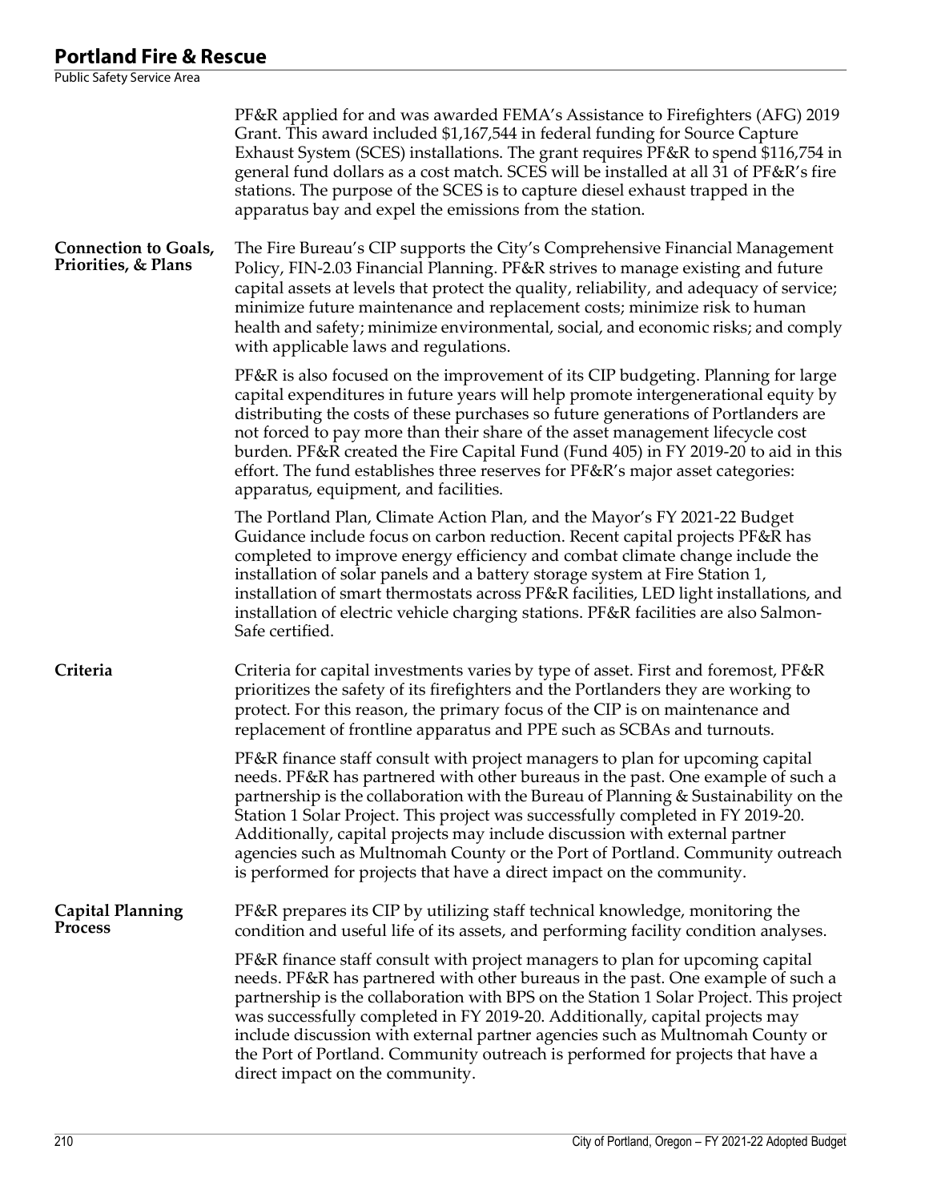PF&R applied for and was awarded FEMA's Assistance to Firefighters (AFG) 2019 Grant. This award included $1,167,544 in federal funding for Source Capture Exhaust System (SCES) installations. The grant requires PF&R to spend $116,754 in general fund dollars as a cost match. SCES will be installed at all 31 of PF&R's fire stations. The purpose of the SCES is to capture diesel exhaust trapped in the apparatus bay and expel the emissions from the station.

**Connection to Goals, Priorities, & Plans**

The Fire Bureau's CIP supports the City's Comprehensive Financial Management Policy, FIN-2.03 Financial Planning. PF&R strives to manage existing and future capital assets at levels that protect the quality, reliability, and adequacy of service; minimize future maintenance and replacement costs; minimize risk to human health and safety; minimize environmental, social, and economic risks; and comply with applicable laws and regulations.

PF&R is also focused on the improvement of its CIP budgeting. Planning for large capital expenditures in future years will help promote intergenerational equity by distributing the costs of these purchases so future generations of Portlanders are not forced to pay more than their share of the asset management lifecycle cost burden. PF&R created the Fire Capital Fund (Fund 405) in FY 2019-20 to aid in this effort. The fund establishes three reserves for PF&R's major asset categories: apparatus, equipment, and facilities.

The Portland Plan, Climate Action Plan, and the Mayor's FY 2021-22 Budget Guidance include focus on carbon reduction. Recent capital projects PF&R has completed to improve energy efficiency and combat climate change include the installation of solar panels and a battery storage system at Fire Station 1, installation of smart thermostats across PF&R facilities, LED light installations, and installation of electric vehicle charging stations. PF&R facilities are also Salmon-Safe certified.

**Criteria**

Criteria for capital investments varies by type of asset. First and foremost, PF&R prioritizes the safety of its firefighters and the Portlanders they are working to protect. For this reason, the primary focus of the CIP is on maintenance and replacement of frontline apparatus and PPE such as SCBAs and turnouts.

PF&R finance staff consult with project managers to plan for upcoming capital needs. PF&R has partnered with other bureaus in the past. One example of such a partnership is the collaboration with the Bureau of Planning & Sustainability on the Station 1 Solar Project. This project was successfully completed in FY 2019-20. Additionally, capital projects may include discussion with external partner agencies such as Multnomah County or the Port of Portland. Community outreach is performed for projects that have a direct impact on the community.

**Capital Planning Process**

PF&R prepares its CIP by utilizing staff technical knowledge, monitoring the condition and useful life of its assets, and performing facility condition analyses.

PF&R finance staff consult with project managers to plan for upcoming capital needs. PF&R has partnered with other bureaus in the past. One example of such a partnership is the collaboration with BPS on the Station 1 Solar Project. This project was successfully completed in FY 2019-20. Additionally, capital projects may include discussion with external partner agencies such as Multnomah County or the Port of Portland. Community outreach is performed for projects that have a direct impact on the community.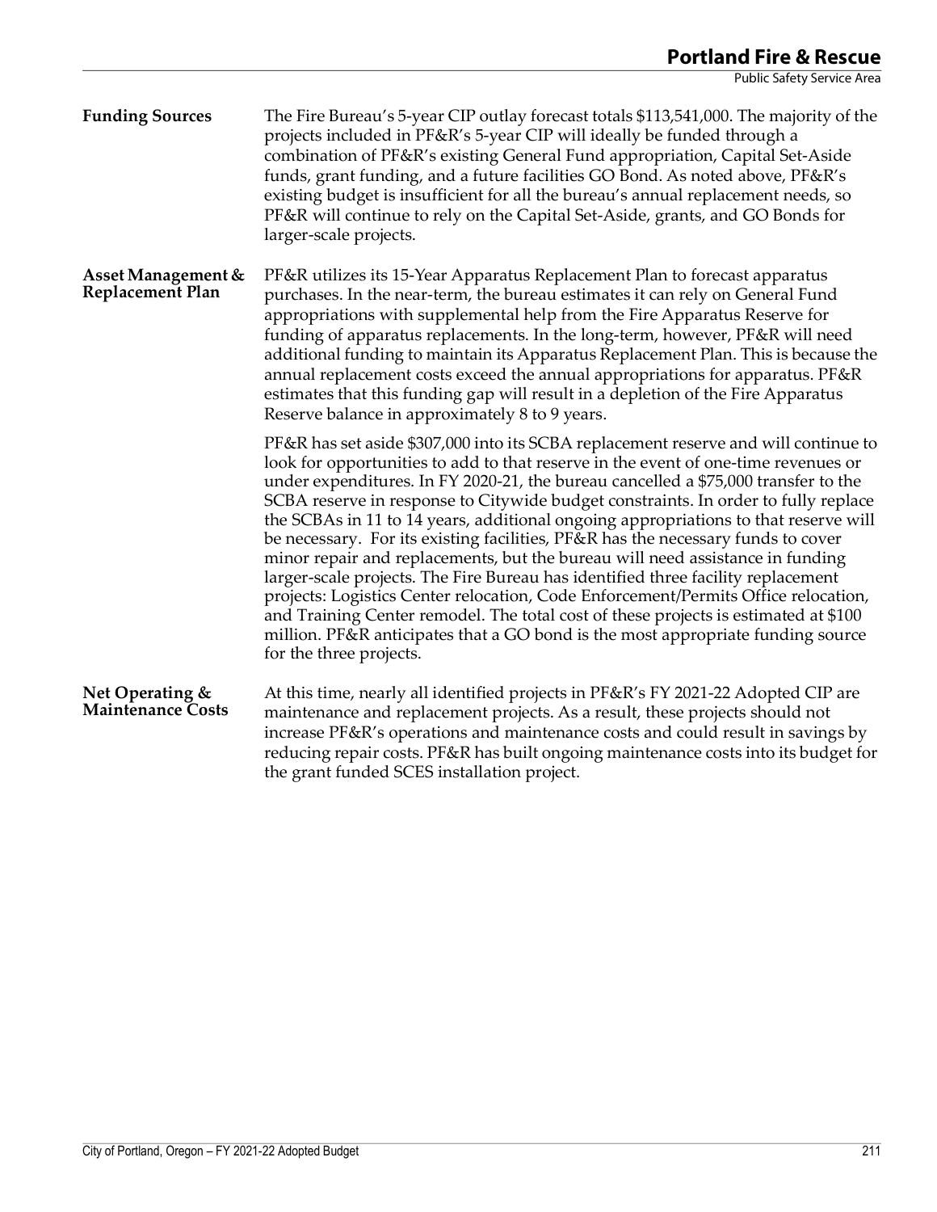**Funding Sources**

The Fire Bureau's 5-year CIP outlay forecast totals $113,541,000. The majority of the projects included in PF&R's 5-year CIP will ideally be funded through a combination of PF&R's existing General Fund appropriation, Capital Set-Aside funds, grant funding, and a future facilities GO Bond. As noted above, PF&R's existing budget is insufficient for all the bureau's annual replacement needs, so PF&R will continue to rely on the Capital Set-Aside, grants, and GO Bonds for larger-scale projects.

**Asset Management & Replacement Plan**

PF&R utilizes its 15-Year Apparatus Replacement Plan to forecast apparatus purchases. In the near-term, the bureau estimates it can rely on General Fund appropriations with supplemental help from the Fire Apparatus Reserve for funding of apparatus replacements. In the long-term, however, PF&R will need additional funding to maintain its Apparatus Replacement Plan. This is because the annual replacement costs exceed the annual appropriations for apparatus. PF&R estimates that this funding gap will result in a depletion of the Fire Apparatus Reserve balance in approximately 8 to 9 years.

PF&R has set aside $307,000 into its SCBA replacement reserve and will continue to look for opportunities to add to that reserve in the event of one-time revenues or under expenditures. In FY 2020-21, the bureau cancelled a $75,000 transfer to the SCBA reserve in response to Citywide budget constraints. In order to fully replace the SCBAs in 11 to 14 years, additional ongoing appropriations to that reserve will be necessary. For its existing facilities, PF&R has the necessary funds to cover minor repair and replacements, but the bureau will need assistance in funding larger-scale projects. The Fire Bureau has identified three facility replacement projects: Logistics Center relocation, Code Enforcement/Permits Office relocation, and Training Center remodel. The total cost of these projects is estimated at $100 million. PF&R anticipates that a GO bond is the most appropriate funding source for the three projects.

**Net Operating & Maintenance Costs**

At this time, nearly all identified projects in PF&R's FY 2021-22 Adopted CIP are maintenance and replacement projects. As a result, these projects should not increase PF&R's operations and maintenance costs and could result in savings by reducing repair costs. PF&R has built ongoing maintenance costs into its budget for the grant funded SCES installation project.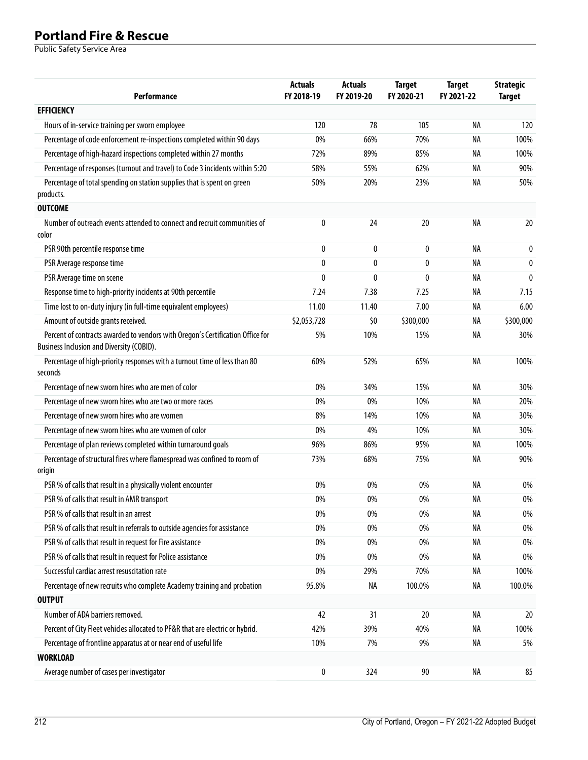## Portland Fire & Rescue

Public Safety Service Area

| Performance | Actuals FY 2018-19 | Actuals FY 2019-20 | Target FY 2020-21 | Target FY 2021-22 | Strategic Target |
|---|---|---|---|---|---|
| **EFFICIENCY** | | | | | |
| Hours of in-service training per sworn employee | 120 | 78 | 105 | NA | 120 |
| Percentage of code enforcement re-inspections completed within 90 days | 0% | 66% | 70% | NA | 100% |
| Percentage of high-hazard inspections completed within 27 months | 72% | 89% | 85% | NA | 100% |
| Percentage of responses (turnout and travel) to Code 3 incidents within 5:20 | 58% | 55% | 62% | NA | 90% |
| Percentage of total spending on station supplies that is spent on green products. | 50% | 20% | 23% | NA | 50% |
| **OUTCOME** | | | | | |
| Number of outreach events attended to connect and recruit communities of color | 0 | 24 | 20 | NA | 20 |
| PSR 90th percentile response time | 0 | 0 | 0 | NA | 0 |
| PSR Average response time | 0 | 0 | 0 | NA | 0 |
| PSR Average time on scene | 0 | 0 | 0 | NA | 0 |
| Response time to high-priority incidents at 90th percentile | 7.24 | 7.38 | 7.25 | NA | 7.15 |
| Time lost to on-duty injury (in full-time equivalent employees) | 11.00 | 11.40 | 7.00 | NA | 6.00 |
| Amount of outside grants received. | $2,053,728 | $0 | $300,000 | NA | $300,000 |
| Percent of contracts awarded to vendors with Oregon's Certification Office for Business Inclusion and Diversity (COBID). | 5% | 10% | 15% | NA | 30% |
| Percentage of high-priority responses with a turnout time of less than 80 seconds | 60% | 52% | 65% | NA | 100% |
| Percentage of new sworn hires who are men of color | 0% | 34% | 15% | NA | 30% |
| Percentage of new sworn hires who are two or more races | 0% | 0% | 10% | NA | 20% |
| Percentage of new sworn hires who are women | 8% | 14% | 10% | NA | 30% |
| Percentage of new sworn hires who are women of color | 0% | 4% | 10% | NA | 30% |
| Percentage of plan reviews completed within turnaround goals | 96% | 86% | 95% | NA | 100% |
| Percentage of structural fires where flamespread was confined to room of origin | 73% | 68% | 75% | NA | 90% |
| PSR % of calls that result in a physically violent encounter | 0% | 0% | 0% | NA | 0% |
| PSR % of calls that result in AMR transport | 0% | 0% | 0% | NA | 0% |
| PSR % of calls that result in an arrest | 0% | 0% | 0% | NA | 0% |
| PSR % of calls that result in referrals to outside agencies for assistance | 0% | 0% | 0% | NA | 0% |
| PSR % of calls that result in request for Fire assistance | 0% | 0% | 0% | NA | 0% |
| PSR % of calls that result in request for Police assistance | 0% | 0% | 0% | NA | 0% |
| Successful cardiac arrest resuscitation rate | 0% | 29% | 70% | NA | 100% |
| Percentage of new recruits who complete Academy training and probation | 95.8% | NA | 100.0% | NA | 100.0% |
| **OUTPUT** | | | | | |
| Number of ADA barriers removed. | 42 | 31 | 20 | NA | 20 |
| Percent of City Fleet vehicles allocated to PF&R that are electric or hybrid. | 42% | 39% | 40% | NA | 100% |
| Percentage of frontline apparatus at or near end of useful life | 10% | 7% | 9% | NA | 5% |
| **WORKLOAD** | | | | | |
| Average number of cases per investigator | 0 | 324 | 90 | NA | 85 |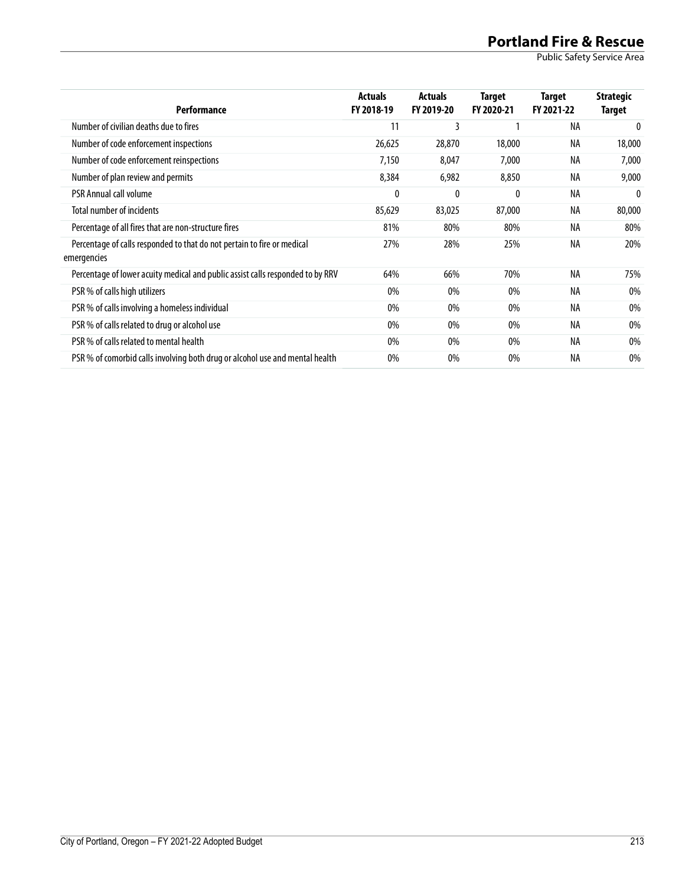| Performance | Actuals FY 2018-19 | Actuals FY 2019-20 | Target FY 2020-21 | Target FY 2021-22 | Strategic Target |
|---|---|---|---|---|---|
| Number of civilian deaths due to fires | 11 | 3 | 1 | NA | 0 |
| Number of code enforcement inspections | 26,625 | 28,870 | 18,000 | NA | 18,000 |
| Number of code enforcement reinspections | 7,150 | 8,047 | 7,000 | NA | 7,000 |
| Number of plan review and permits | 8,384 | 6,982 | 8,850 | NA | 9,000 |
| PSR Annual call volume | 0 | 0 | 0 | NA | 0 |
| Total number of incidents | 85,629 | 83,025 | 87,000 | NA | 80,000 |
| Percentage of all fires that are non-structure fires | 81% | 80% | 80% | NA | 80% |
| Percentage of calls responded to that do not pertain to fire or medical emergencies | 27% | 28% | 25% | NA | 20% |
| Percentage of lower acuity medical and public assist calls responded to by RRV | 64% | 66% | 70% | NA | 75% |
| PSR % of calls high utilizers | 0% | 0% | 0% | NA | 0% |
| PSR % of calls involving a homeless individual | 0% | 0% | 0% | NA | 0% |
| PSR % of calls related to drug or alcohol use | 0% | 0% | 0% | NA | 0% |
| PSR % of calls related to mental health | 0% | 0% | 0% | NA | 0% |
| PSR % of comorbid calls involving both drug or alcohol use and mental health | 0% | 0% | 0% | NA | 0% |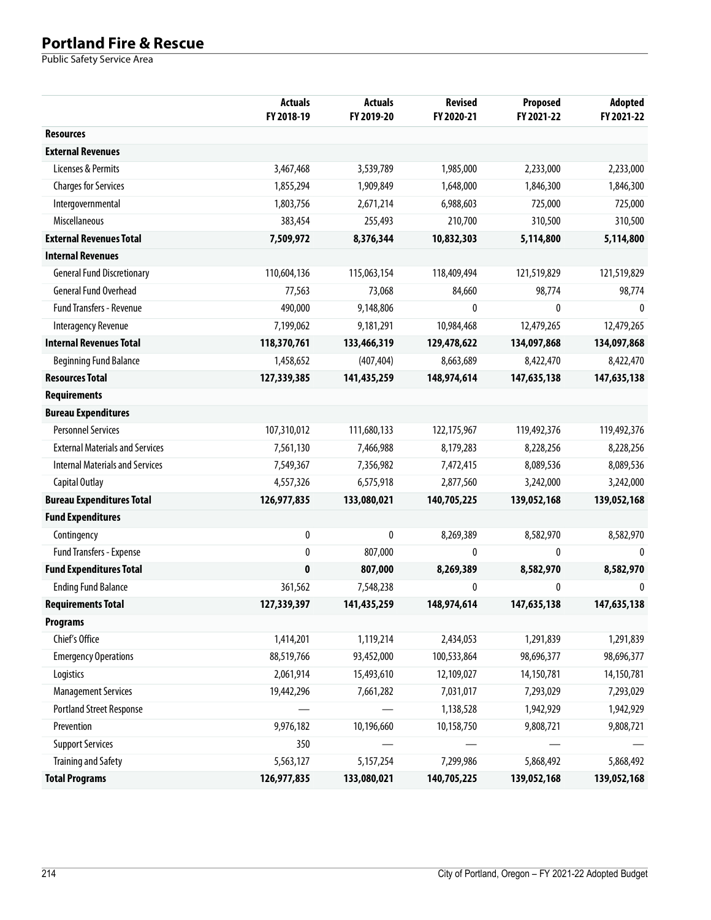# Portland Fire & Rescue

Public Safety Service Area

| | Actuals FY 2018-19 | Actuals FY 2019-20 | Revised FY 2020-21 | Proposed FY 2021-22 | Adopted FY 2021-22 |
|---|---|---|---|---|---|
| **Resources** | | | | | |
| **External Revenues** | | | | | |
| Licenses & Permits | 3,467,468 | 3,539,789 | 1,985,000 | 2,233,000 | 2,233,000 |
| Charges for Services | 1,855,294 | 1,909,849 | 1,648,000 | 1,846,300 | 1,846,300 |
| Intergovernmental | 1,803,756 | 2,671,214 | 6,988,603 | 725,000 | 725,000 |
| Miscellaneous | 383,454 | 255,493 | 210,700 | 310,500 | 310,500 |
| **External Revenues Total** | **7,509,972** | **8,376,344** | **10,832,303** | **5,114,800** | **5,114,800** |
| **Internal Revenues** | | | | | |
| General Fund Discretionary | 110,604,136 | 115,063,154 | 118,409,494 | 121,519,829 | 121,519,829 |
| General Fund Overhead | 77,563 | 73,068 | 84,660 | 98,774 | 98,774 |
| Fund Transfers - Revenue | 490,000 | 9,148,806 | 0 | 0 | 0 |
| Interagency Revenue | 7,199,062 | 9,181,291 | 10,984,468 | 12,479,265 | 12,479,265 |
| **Internal Revenues Total** | **118,370,761** | **133,466,319** | **129,478,622** | **134,097,868** | **134,097,868** |
| Beginning Fund Balance | 1,458,652 | (407,404) | 8,663,689 | 8,422,470 | 8,422,470 |
| **Resources Total** | **127,339,385** | **141,435,259** | **148,974,614** | **147,635,138** | **147,635,138** |
| **Requirements** | | | | | |
| **Bureau Expenditures** | | | | | |
| Personnel Services | 107,310,012 | 111,680,133 | 122,175,967 | 119,492,376 | 119,492,376 |
| External Materials and Services | 7,561,130 | 7,466,988 | 8,179,283 | 8,228,256 | 8,228,256 |
| Internal Materials and Services | 7,549,367 | 7,356,982 | 7,472,415 | 8,089,536 | 8,089,536 |
| Capital Outlay | 4,557,326 | 6,575,918 | 2,877,560 | 3,242,000 | 3,242,000 |
| **Bureau Expenditures Total** | **126,977,835** | **133,080,021** | **140,705,225** | **139,052,168** | **139,052,168** |
| **Fund Expenditures** | | | | | |
| Contingency | 0 | 0 | 8,269,389 | 8,582,970 | 8,582,970 |
| Fund Transfers - Expense | 0 | 807,000 | 0 | 0 | 0 |
| **Fund Expenditures Total** | **0** | **807,000** | **8,269,389** | **8,582,970** | **8,582,970** |
| Ending Fund Balance | 361,562 | 7,548,238 | 0 | 0 | 0 |
| **Requirements Total** | **127,339,397** | **141,435,259** | **148,974,614** | **147,635,138** | **147,635,138** |
| **Programs** | | | | | |
| Chief's Office | 1,414,201 | 1,119,214 | 2,434,053 | 1,291,839 | 1,291,839 |
| Emergency Operations | 88,519,766 | 93,452,000 | 100,533,864 | 98,696,377 | 98,696,377 |
| Logistics | 2,061,914 | 15,493,610 | 12,109,027 | 14,150,781 | 14,150,781 |
| Management Services | 19,442,296 | 7,661,282 | 7,031,017 | 7,293,029 | 7,293,029 |
| Portland Street Response | — | — | 1,138,528 | 1,942,929 | 1,942,929 |
| Prevention | 9,976,182 | 10,196,660 | 10,158,750 | 9,808,721 | 9,808,721 |
| Support Services | 350 | — | — | — | — |
| Training and Safety | 5,563,127 | 5,157,254 | 7,299,986 | 5,868,492 | 5,868,492 |
| **Total Programs** | **126,977,835** | **133,080,021** | **140,705,225** | **139,052,168** | **139,052,168** |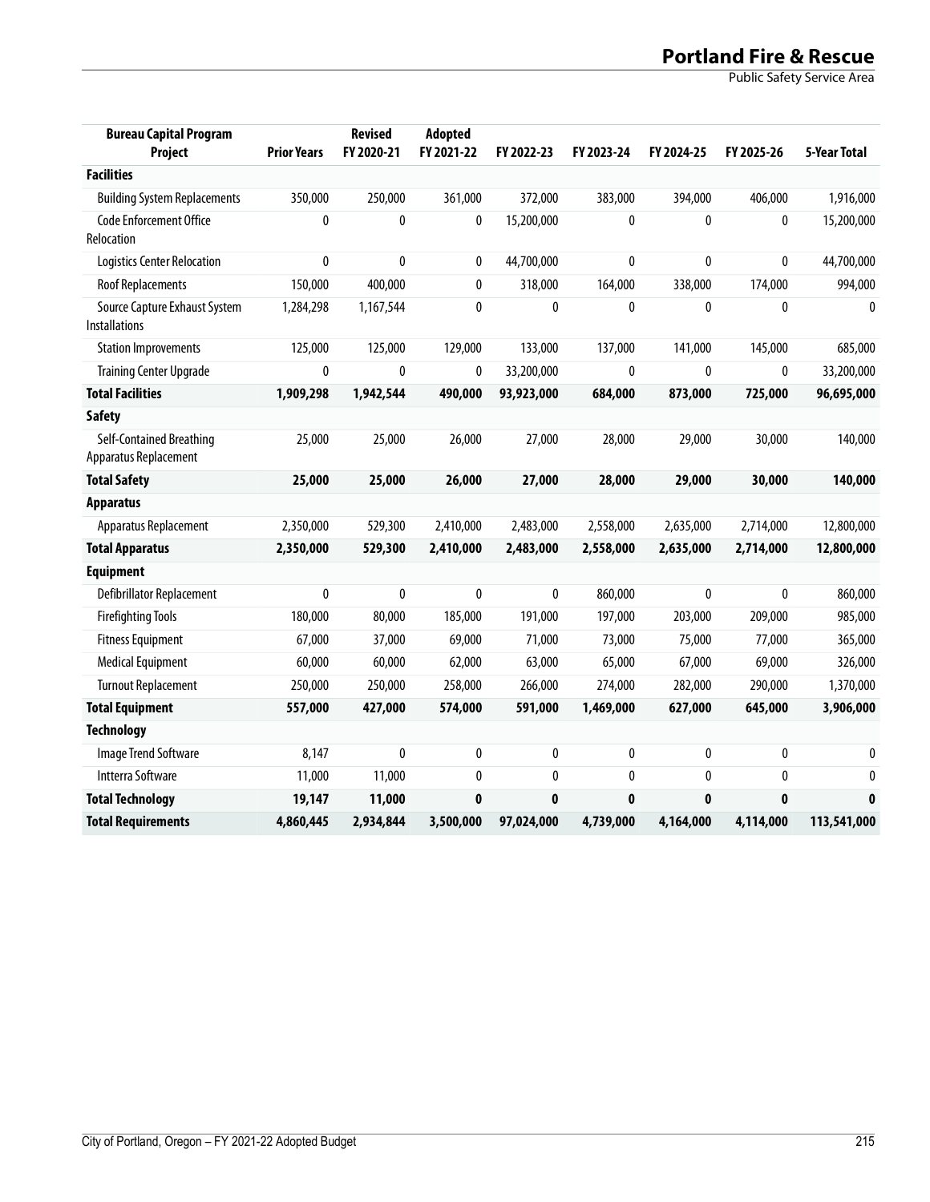| Bureau Capital Program Project | Prior Years | Revised FY 2020-21 | Adopted FY 2021-22 | FY 2022-23 | FY 2023-24 | FY 2024-25 | FY 2025-26 | 5-Year Total |
|---|---|---|---|---|---|---|---|---|
| **Facilities** | | | | | | | | |
| Building System Replacements | 350,000 | 250,000 | 361,000 | 372,000 | 383,000 | 394,000 | 406,000 | 1,916,000 |
| Code Enforcement Office Relocation | 0 | 0 | 0 | 15,200,000 | 0 | 0 | 0 | 15,200,000 |
| Logistics Center Relocation | 0 | 0 | 0 | 44,700,000 | 0 | 0 | 0 | 44,700,000 |
| Roof Replacements | 150,000 | 400,000 | 0 | 318,000 | 164,000 | 338,000 | 174,000 | 994,000 |
| Source Capture Exhaust System Installations | 1,284,298 | 1,167,544 | 0 | 0 | 0 | 0 | 0 | 0 |
| Station Improvements | 125,000 | 125,000 | 129,000 | 133,000 | 137,000 | 141,000 | 145,000 | 685,000 |
| Training Center Upgrade | 0 | 0 | 0 | 33,200,000 | 0 | 0 | 0 | 33,200,000 |
| **Total Facilities** | **1,909,298** | **1,942,544** | **490,000** | **93,923,000** | **684,000** | **873,000** | **725,000** | **96,695,000** |
| **Safety** | | | | | | | | |
| Self-Contained Breathing Apparatus Replacement | 25,000 | 25,000 | 26,000 | 27,000 | 28,000 | 29,000 | 30,000 | 140,000 |
| **Total Safety** | **25,000** | **25,000** | **26,000** | **27,000** | **28,000** | **29,000** | **30,000** | **140,000** |
| **Apparatus** | | | | | | | | |
| Apparatus Replacement | 2,350,000 | 529,300 | 2,410,000 | 2,483,000 | 2,558,000 | 2,635,000 | 2,714,000 | 12,800,000 |
| **Total Apparatus** | **2,350,000** | **529,300** | **2,410,000** | **2,483,000** | **2,558,000** | **2,635,000** | **2,714,000** | **12,800,000** |
| **Equipment** | | | | | | | | |
| Defibrillator Replacement | 0 | 0 | 0 | 0 | 860,000 | 0 | 0 | 860,000 |
| Firefighting Tools | 180,000 | 80,000 | 185,000 | 191,000 | 197,000 | 203,000 | 209,000 | 985,000 |
| Fitness Equipment | 67,000 | 37,000 | 69,000 | 71,000 | 73,000 | 75,000 | 77,000 | 365,000 |
| Medical Equipment | 60,000 | 60,000 | 62,000 | 63,000 | 65,000 | 67,000 | 69,000 | 326,000 |
| Turnout Replacement | 250,000 | 250,000 | 258,000 | 266,000 | 274,000 | 282,000 | 290,000 | 1,370,000 |
| **Total Equipment** | **557,000** | **427,000** | **574,000** | **591,000** | **1,469,000** | **627,000** | **645,000** | **3,906,000** |
| **Technology** | | | | | | | | |
| Image Trend Software | 8,147 | 0 | 0 | 0 | 0 | 0 | 0 | 0 |
| Intterra Software | 11,000 | 11,000 | 0 | 0 | 0 | 0 | 0 | 0 |
| **Total Technology** | **19,147** | **11,000** | **0** | **0** | **0** | **0** | **0** | **0** |
| **Total Requirements** | **4,860,445** | **2,934,844** | **3,500,000** | **97,024,000** | **4,739,000** | **4,164,000** | **4,114,000** | **113,541,000** |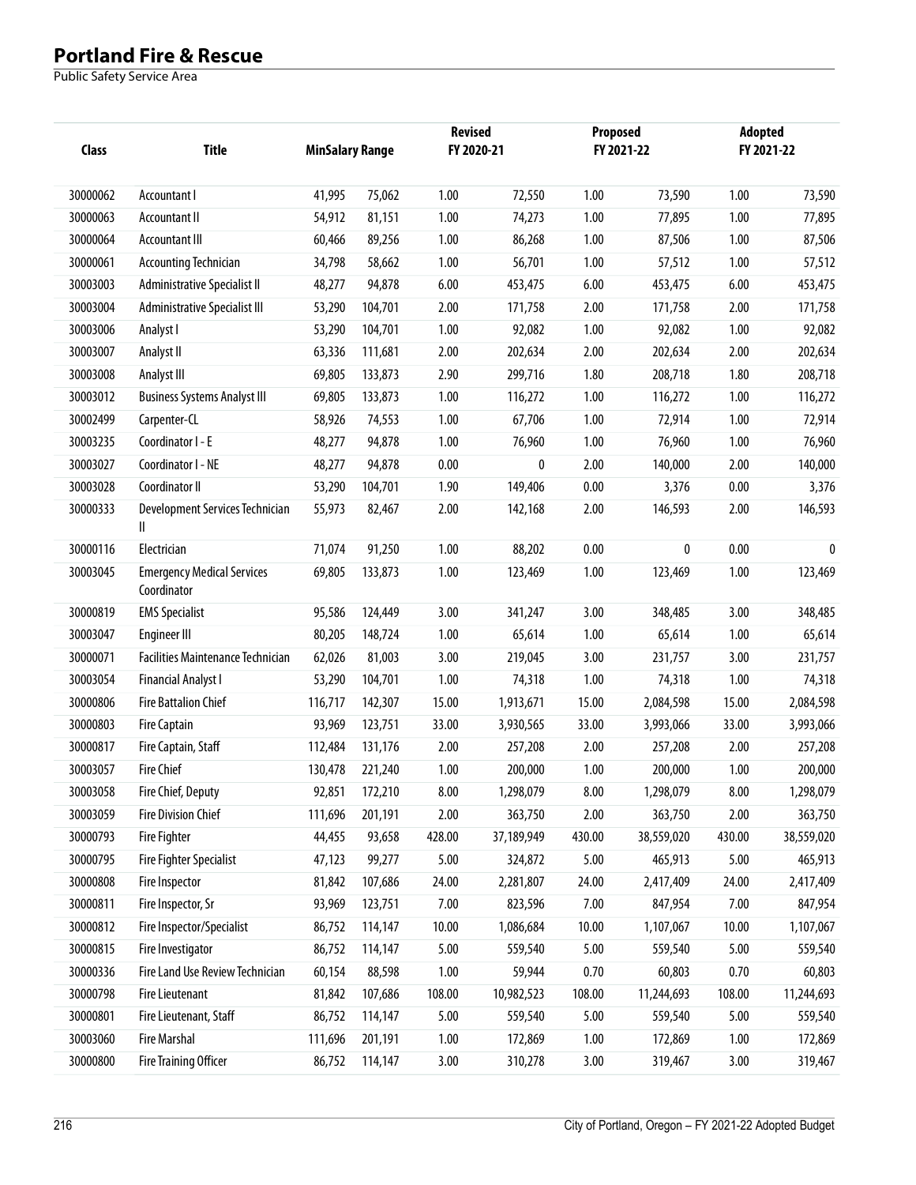# Portland Fire & Rescue

Public Safety Service Area

| Class | Title | MinSalary Range | | Revised FY 2020-21 | | Proposed FY 2021-22 | | Adopted FY 2021-22 | |
|---|---|---|---|---|---|---|---|---|---|
| 30000062 | Accountant I | 41,995 | 75,062 | 1.00 | 72,550 | 1.00 | 73,590 | 1.00 | 73,590 |
| 30000063 | Accountant II | 54,912 | 81,151 | 1.00 | 74,273 | 1.00 | 77,895 | 1.00 | 77,895 |
| 30000064 | Accountant III | 60,466 | 89,256 | 1.00 | 86,268 | 1.00 | 87,506 | 1.00 | 87,506 |
| 30000061 | Accounting Technician | 34,798 | 58,662 | 1.00 | 56,701 | 1.00 | 57,512 | 1.00 | 57,512 |
| 30003003 | Administrative Specialist II | 48,277 | 94,878 | 6.00 | 453,475 | 6.00 | 453,475 | 6.00 | 453,475 |
| 30003004 | Administrative Specialist III | 53,290 | 104,701 | 2.00 | 171,758 | 2.00 | 171,758 | 2.00 | 171,758 |
| 30003006 | Analyst I | 53,290 | 104,701 | 1.00 | 92,082 | 1.00 | 92,082 | 1.00 | 92,082 |
| 30003007 | Analyst II | 63,336 | 111,681 | 2.00 | 202,634 | 2.00 | 202,634 | 2.00 | 202,634 |
| 30003008 | Analyst III | 69,805 | 133,873 | 2.90 | 299,716 | 1.80 | 208,718 | 1.80 | 208,718 |
| 30003012 | Business Systems Analyst III | 69,805 | 133,873 | 1.00 | 116,272 | 1.00 | 116,272 | 1.00 | 116,272 |
| 30002499 | Carpenter-CL | 58,926 | 74,553 | 1.00 | 67,706 | 1.00 | 72,914 | 1.00 | 72,914 |
| 30003235 | Coordinator I - E | 48,277 | 94,878 | 1.00 | 76,960 | 1.00 | 76,960 | 1.00 | 76,960 |
| 30003027 | Coordinator I - NE | 48,277 | 94,878 | 0.00 | 0 | 2.00 | 140,000 | 2.00 | 140,000 |
| 30003028 | Coordinator II | 53,290 | 104,701 | 1.90 | 149,406 | 0.00 | 3,376 | 0.00 | 3,376 |
| 30000333 | Development Services Technician II | 55,973 | 82,467 | 2.00 | 142,168 | 2.00 | 146,593 | 2.00 | 146,593 |
| 30000116 | Electrician | 71,074 | 91,250 | 1.00 | 88,202 | 0.00 | 0 | 0.00 | 0 |
| 30003045 | Emergency Medical Services Coordinator | 69,805 | 133,873 | 1.00 | 123,469 | 1.00 | 123,469 | 1.00 | 123,469 |
| 30000819 | EMS Specialist | 95,586 | 124,449 | 3.00 | 341,247 | 3.00 | 348,485 | 3.00 | 348,485 |
| 30003047 | Engineer III | 80,205 | 148,724 | 1.00 | 65,614 | 1.00 | 65,614 | 1.00 | 65,614 |
| 30000071 | Facilities Maintenance Technician | 62,026 | 81,003 | 3.00 | 219,045 | 3.00 | 231,757 | 3.00 | 231,757 |
| 30003054 | Financial Analyst I | 53,290 | 104,701 | 1.00 | 74,318 | 1.00 | 74,318 | 1.00 | 74,318 |
| 30000806 | Fire Battalion Chief | 116,717 | 142,307 | 15.00 | 1,913,671 | 15.00 | 2,084,598 | 15.00 | 2,084,598 |
| 30000803 | Fire Captain | 93,969 | 123,751 | 33.00 | 3,930,565 | 33.00 | 3,993,066 | 33.00 | 3,993,066 |
| 30000817 | Fire Captain, Staff | 112,484 | 131,176 | 2.00 | 257,208 | 2.00 | 257,208 | 2.00 | 257,208 |
| 30003057 | Fire Chief | 130,478 | 221,240 | 1.00 | 200,000 | 1.00 | 200,000 | 1.00 | 200,000 |
| 30003058 | Fire Chief, Deputy | 92,851 | 172,210 | 8.00 | 1,298,079 | 8.00 | 1,298,079 | 8.00 | 1,298,079 |
| 30003059 | Fire Division Chief | 111,696 | 201,191 | 2.00 | 363,750 | 2.00 | 363,750 | 2.00 | 363,750 |
| 30000793 | Fire Fighter | 44,455 | 93,658 | 428.00 | 37,189,949 | 430.00 | 38,559,020 | 430.00 | 38,559,020 |
| 30000795 | Fire Fighter Specialist | 47,123 | 99,277 | 5.00 | 324,872 | 5.00 | 465,913 | 5.00 | 465,913 |
| 30000808 | Fire Inspector | 81,842 | 107,686 | 24.00 | 2,281,807 | 24.00 | 2,417,409 | 24.00 | 2,417,409 |
| 30000811 | Fire Inspector, Sr | 93,969 | 123,751 | 7.00 | 823,596 | 7.00 | 847,954 | 7.00 | 847,954 |
| 30000812 | Fire Inspector/Specialist | 86,752 | 114,147 | 10.00 | 1,086,684 | 10.00 | 1,107,067 | 10.00 | 1,107,067 |
| 30000815 | Fire Investigator | 86,752 | 114,147 | 5.00 | 559,540 | 5.00 | 559,540 | 5.00 | 559,540 |
| 30000336 | Fire Land Use Review Technician | 60,154 | 88,598 | 1.00 | 59,944 | 0.70 | 60,803 | 0.70 | 60,803 |
| 30000798 | Fire Lieutenant | 81,842 | 107,686 | 108.00 | 10,982,523 | 108.00 | 11,244,693 | 108.00 | 11,244,693 |
| 30000801 | Fire Lieutenant, Staff | 86,752 | 114,147 | 5.00 | 559,540 | 5.00 | 559,540 | 5.00 | 559,540 |
| 30003060 | Fire Marshal | 111,696 | 201,191 | 1.00 | 172,869 | 1.00 | 172,869 | 1.00 | 172,869 |
| 30000800 | Fire Training Officer | 86,752 | 114,147 | 3.00 | 310,278 | 3.00 | 319,467 | 3.00 | 319,467 |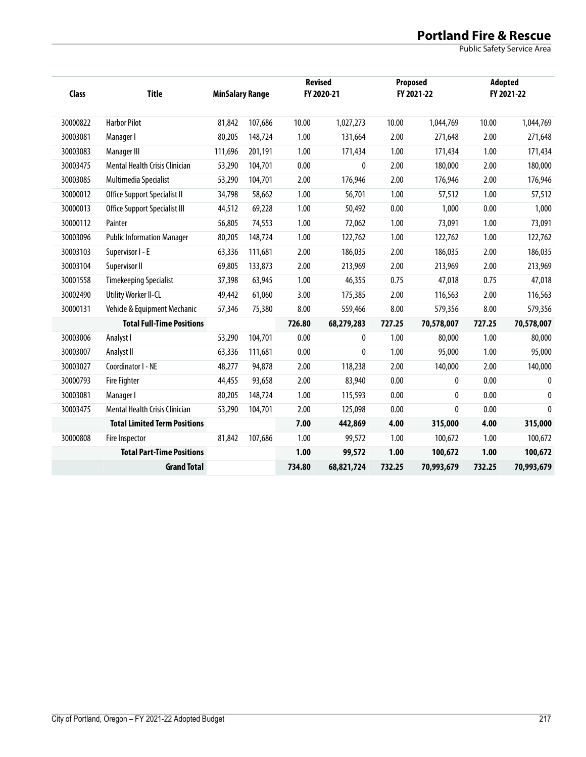| Class | Title | MinSalary Range | | Revised FY 2020-21 | | Proposed FY 2021-22 | | Adopted FY 2021-22 | |
|---|---|---|---|---|---|---|---|---|---|
| 30000822 | Harbor Pilot | 81,842 | 107,686 | 10.00 | 1,027,273 | 10.00 | 1,044,769 | 10.00 | 1,044,769 |
| 30003081 | Manager I | 80,205 | 148,724 | 1.00 | 131,664 | 2.00 | 271,648 | 2.00 | 271,648 |
| 30003083 | Manager III | 111,696 | 201,191 | 1.00 | 171,434 | 1.00 | 171,434 | 1.00 | 171,434 |
| 30003475 | Mental Health Crisis Clinician | 53,290 | 104,701 | 0.00 | 0 | 2.00 | 180,000 | 2.00 | 180,000 |
| 30003085 | Multimedia Specialist | 53,290 | 104,701 | 2.00 | 176,946 | 2.00 | 176,946 | 2.00 | 176,946 |
| 30000012 | Office Support Specialist II | 34,798 | 58,662 | 1.00 | 56,701 | 1.00 | 57,512 | 1.00 | 57,512 |
| 30000013 | Office Support Specialist III | 44,512 | 69,228 | 1.00 | 50,492 | 0.00 | 1,000 | 0.00 | 1,000 |
| 30000112 | Painter | 56,805 | 74,553 | 1.00 | 72,062 | 1.00 | 73,091 | 1.00 | 73,091 |
| 30003096 | Public Information Manager | 80,205 | 148,724 | 1.00 | 122,762 | 1.00 | 122,762 | 1.00 | 122,762 |
| 30003103 | Supervisor I - E | 63,336 | 111,681 | 2.00 | 186,035 | 2.00 | 186,035 | 2.00 | 186,035 |
| 30003104 | Supervisor II | 69,805 | 133,873 | 2.00 | 213,969 | 2.00 | 213,969 | 2.00 | 213,969 |
| 30001558 | Timekeeping Specialist | 37,398 | 63,945 | 1.00 | 46,355 | 0.75 | 47,018 | 0.75 | 47,018 |
| 30002490 | Utility Worker II-CL | 49,442 | 61,060 | 3.00 | 175,385 | 2.00 | 116,563 | 2.00 | 116,563 |
| 30000131 | Vehicle & Equipment Mechanic | 57,346 | 75,380 | 8.00 | 559,466 | 8.00 | 579,356 | 8.00 | 579,356 |
| | **Total Full-Time Positions** | | | **726.80** | **68,279,283** | **727.25** | **70,578,007** | **727.25** | **70,578,007** |
| 30003006 | Analyst I | 53,290 | 104,701 | 0.00 | 0 | 1.00 | 80,000 | 1.00 | 80,000 |
| 30003007 | Analyst II | 63,336 | 111,681 | 0.00 | 0 | 1.00 | 95,000 | 1.00 | 95,000 |
| 30003027 | Coordinator I - NE | 48,277 | 94,878 | 2.00 | 118,238 | 2.00 | 140,000 | 2.00 | 140,000 |
| 30000793 | Fire Fighter | 44,455 | 93,658 | 2.00 | 83,940 | 0.00 | 0 | 0.00 | 0 |
| 30003081 | Manager I | 80,205 | 148,724 | 1.00 | 115,593 | 0.00 | 0 | 0.00 | 0 |
| 30003475 | Mental Health Crisis Clinician | 53,290 | 104,701 | 2.00 | 125,098 | 0.00 | 0 | 0.00 | 0 |
| | **Total Limited Term Positions** | | | **7.00** | **442,869** | **4.00** | **315,000** | **4.00** | **315,000** |
| 30000808 | Fire Inspector | 81,842 | 107,686 | 1.00 | 99,572 | 1.00 | 100,672 | 1.00 | 100,672 |
| | **Total Part-Time Positions** | | | **1.00** | **99,572** | **1.00** | **100,672** | **1.00** | **100,672** |
| | **Grand Total** | | | **734.80** | **68,821,724** | **732.25** | **70,993,679** | **732.25** | **70,993,679** |